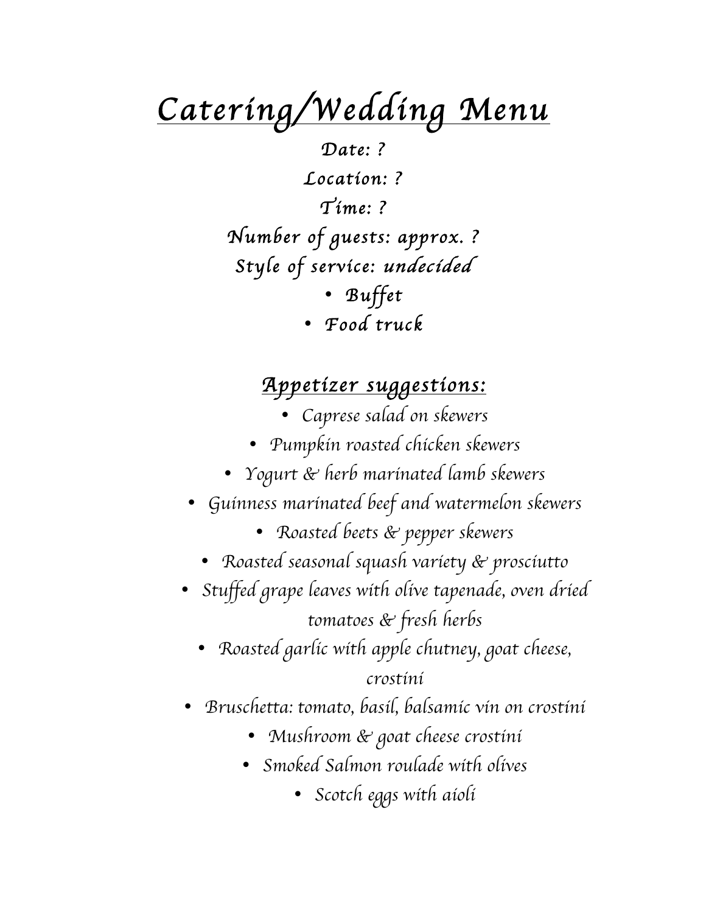# *Catering/Wedding Menu*

*Date: ?*

*Location: ?*

*Time: ?*

*Number of guests: approx. ?*

*Style of service: undecided*

- *Buffet*
- *Food truck*

## *Appetizer suggestions:*

- *Caprese salad on skewers*
- *Pumpkin roasted chicken skewers*
- *Yogurt & herb marinated lamb skewers*
- *Guinness marinated beef and watermelon skewers*
- *Roasted beets & pepper skewers*
- *Roasted seasonal squash variety & prosciutto*
- *Stuffed grape leaves with olive tapenade, oven dried tomatoes & fresh herbs*
- *Roasted garlic with apple chutney, goat cheese, crostini*
- *Bruschetta: tomato, basil, balsamic vin on crostini*
- *Mushroom & goat cheese crostini*
- *Smoked Salmon roulade with olives*
- *Scotch eggs with aioli*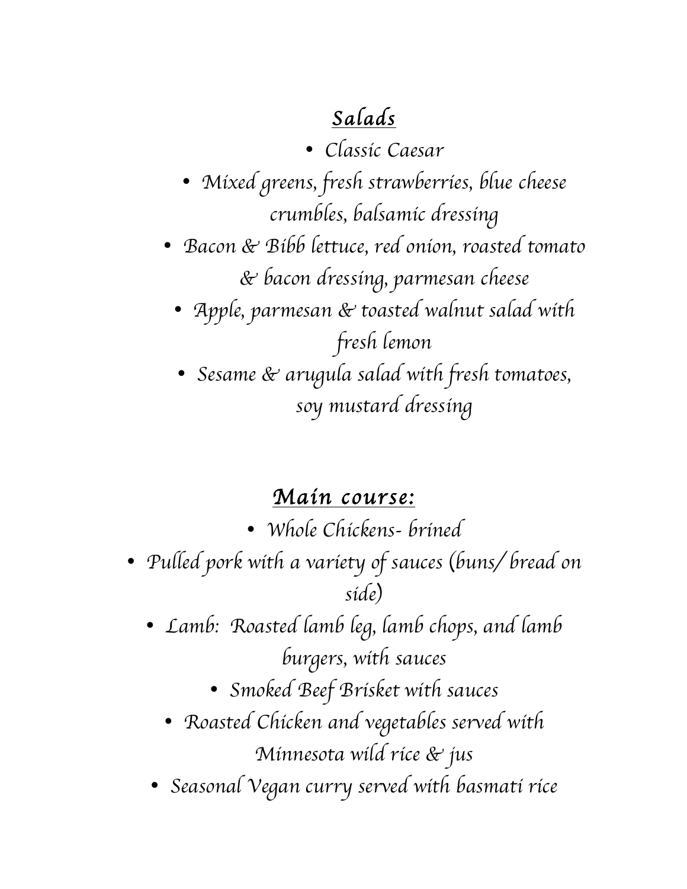## *Salads*

- *Classic Caesar*
- *Mixed greens, fresh strawberries, blue cheese crumbles, balsamic dressing*
- *Bacon & Bibb lettuce, red onion, roasted tomato & bacon dressing, parmesan cheese*
- *Apple, parmesan & toasted walnut salad with fresh lemon*
- *Sesame & arugula salad with fresh tomatoes, soy mustard dressing*

## *Main course:*

- *Whole Chickens- brined*
- *Pulled pork with a variety of sauces (buns/ bread on side)*
- *Lamb: Roasted lamb leg, lamb chops, and lamb burgers, with sauces*
- *Smoked Beef Brisket with sauces*
- *Roasted Chicken and vegetables served with Minnesota wild rice & jus*
- *Seasonal Vegan curry served with basmati rice*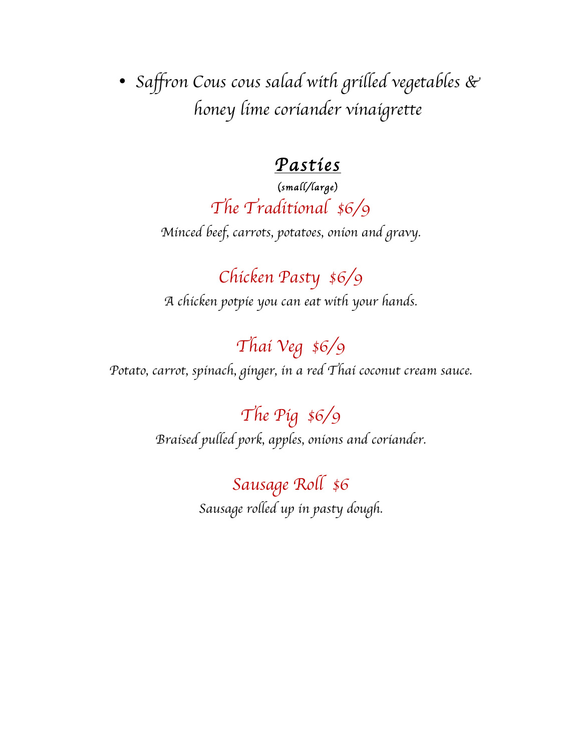- *Saffron Cous cous salad with grilled vegetables & honey lime coriander vinaigrette*

## ***Pasties***

*(small/large)*

### *The Traditional $6/9*

*Minced beef, carrots, potatoes, onion and gravy.*

### *Chicken Pasty $6/9*

*A chicken potpie you can eat with your hands.*

### *Thai Veg $6/9*

*Potato, carrot, spinach, ginger, in a red Thai coconut cream sauce.*

### *The Pig $6/9*

*Braised pulled pork, apples, onions and coriander.*

### *Sausage Roll $6*

*Sausage rolled up in pasty dough.*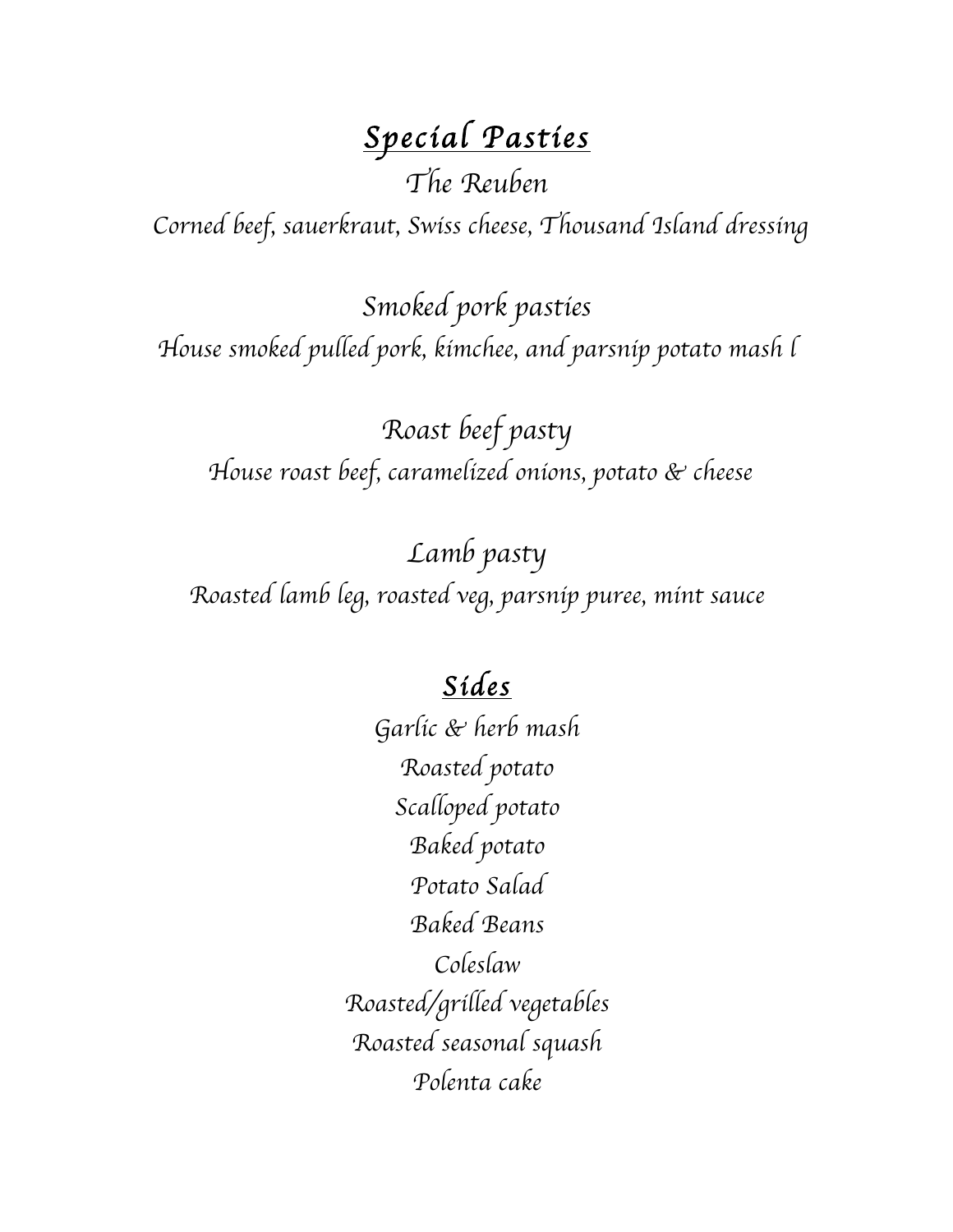## *Special Pasties*

*The Reuben*

*Corned beef, sauerkraut, Swiss cheese, Thousand Island dressing*

*Smoked pork pasties*

*House smoked pulled pork, kimchee, and parsnip potato mash l*

*Roast beef pasty*

*House roast beef, caramelized onions, potato & cheese*

*Lamb pasty*

*Roasted lamb leg, roasted veg, parsnip puree, mint sauce*

## *Sides*

*Garlic & herb mash*

*Roasted potato*

*Scalloped potato*

*Baked potato*

*Potato Salad*

*Baked Beans*

*Coleslaw*

*Roasted/grilled vegetables*

*Roasted seasonal squash*

*Polenta cake*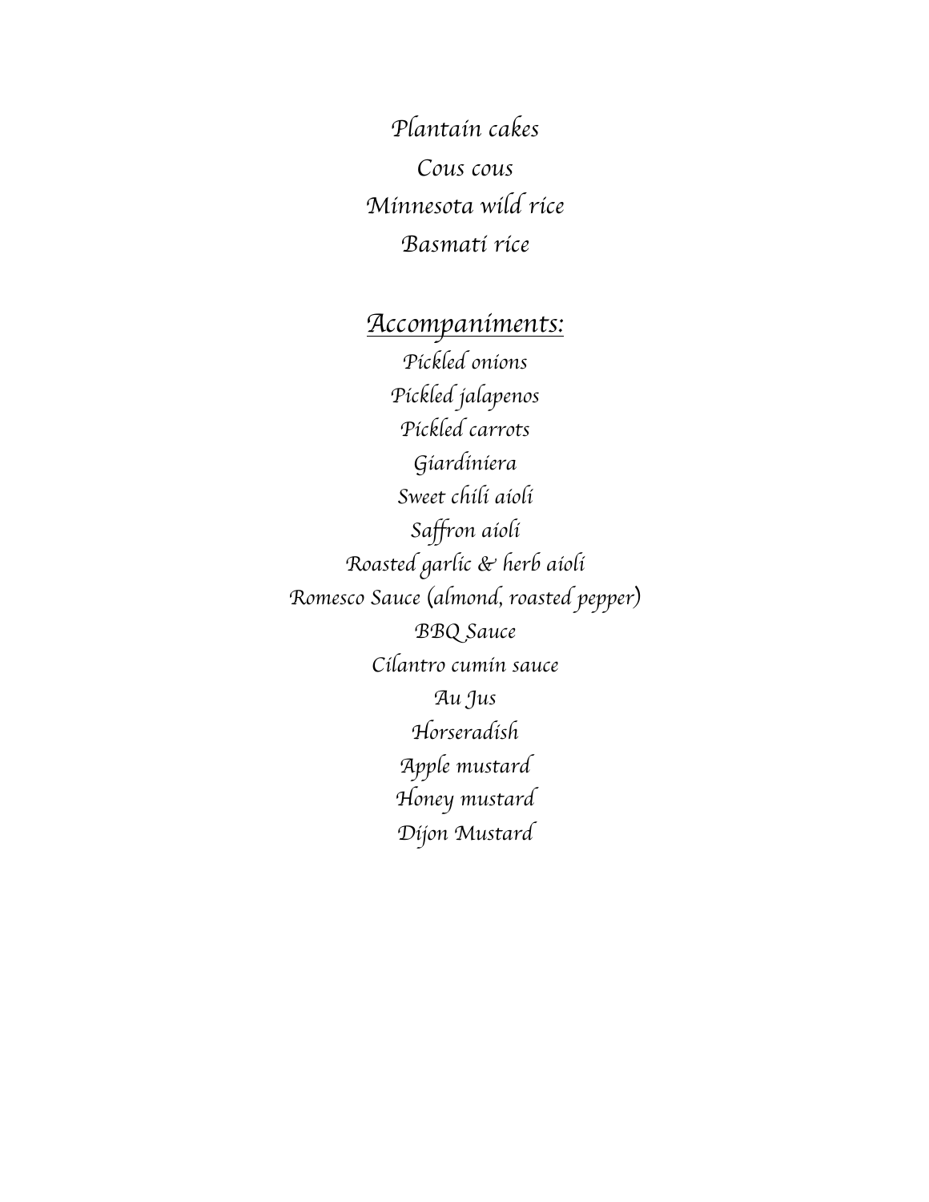Plantain cakes

Cous cous

Minnesota wild rice

Basmati rice

## Accompaniments:

Pickled onions

Pickled jalapenos

Pickled carrots

Giardiniera

Sweet chili aioli

Saffron aioli

Roasted garlic & herb aioli

Romesco Sauce (almond, roasted pepper)

BBQ Sauce

Cilantro cumin sauce

Au Jus

Horseradish

Apple mustard

Honey mustard

Dijon Mustard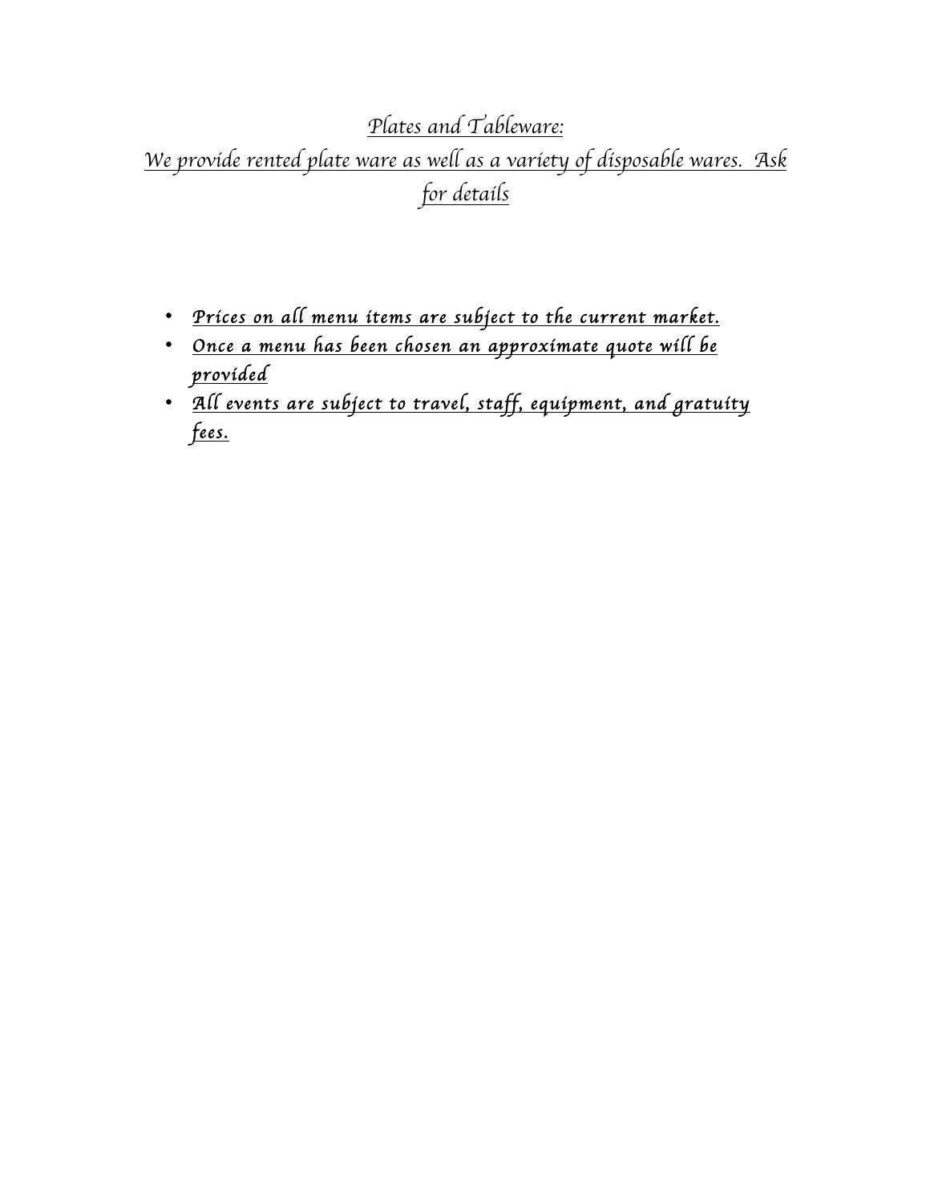*Plates and Tableware:*

*We provide rented plate ware as well as a variety of disposable wares. Ask for details*

- ***Prices on all menu items are subject to the current market.***
- ***Once a menu has been chosen an approximate quote will be provided***
- ***All events are subject to travel, staff, equipment, and gratuity fees.***